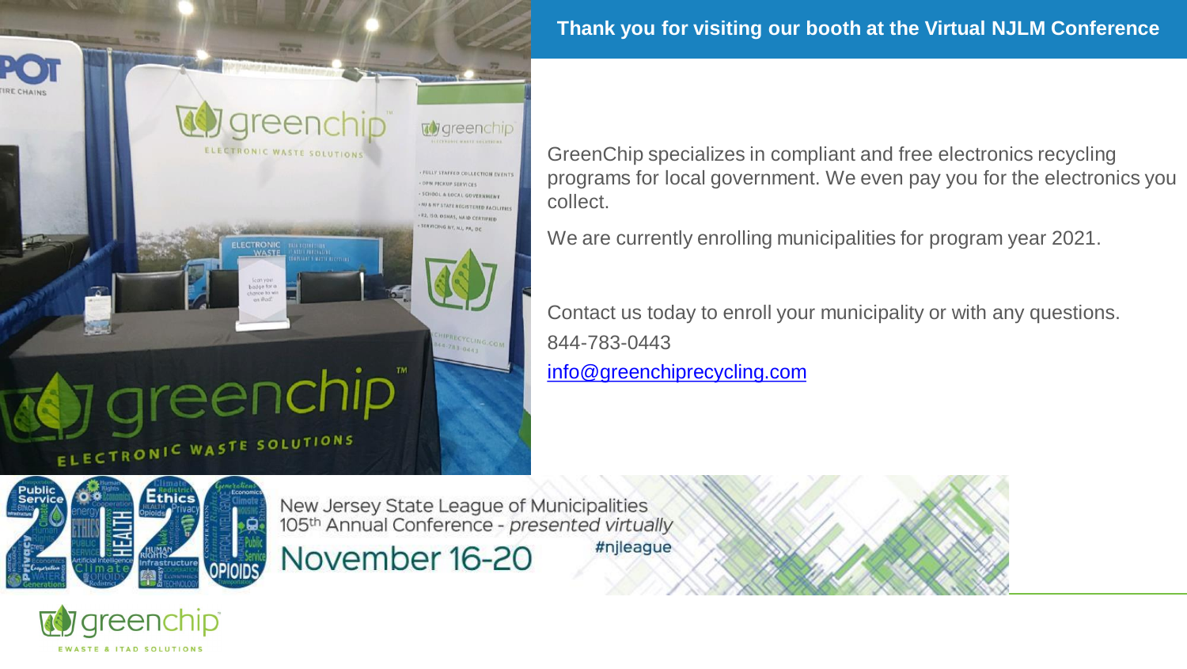## Thank you for visiting our booth at the Virtual NJLM Conference

GreenChip specializes in compliant and free electronics recycling programs for local government. We even pay you for the electronics you collect.

We are currently enrolling municipalities for program year 2021.

Contact us today to enroll your municipality or with any questions.

844-783-0443

[info@greenchiprecycling.com](mailto:info@greenchiprecycling.com)

New Jersey State League of Municipalities
105th Annual Conference - *presented virtually*
November 16-20
#njleague

greenchip
EWASTE & ITAD SOLUTIONS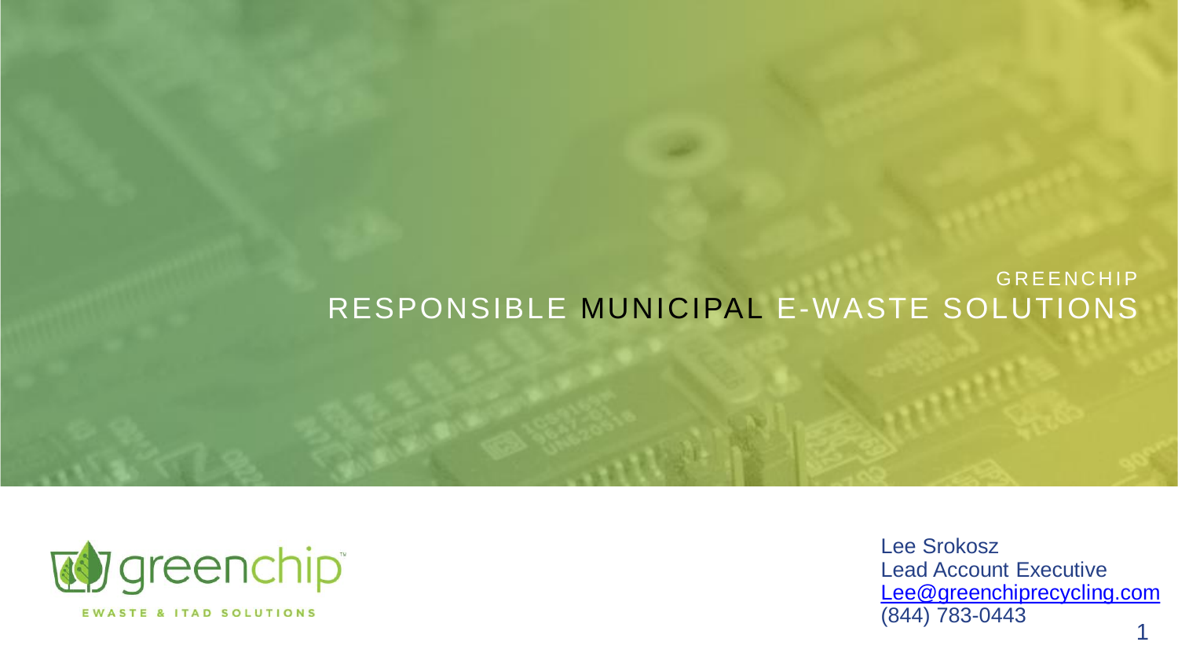GREENCHIP

# RESPONSIBLE MUNICIPAL E-WASTE SOLUTIONS

greenchip™

EWASTE & ITAD SOLUTIONS

Lee Srokosz
Lead Account Executive
Lee@greenchiprecycling.com
(844) 783-0443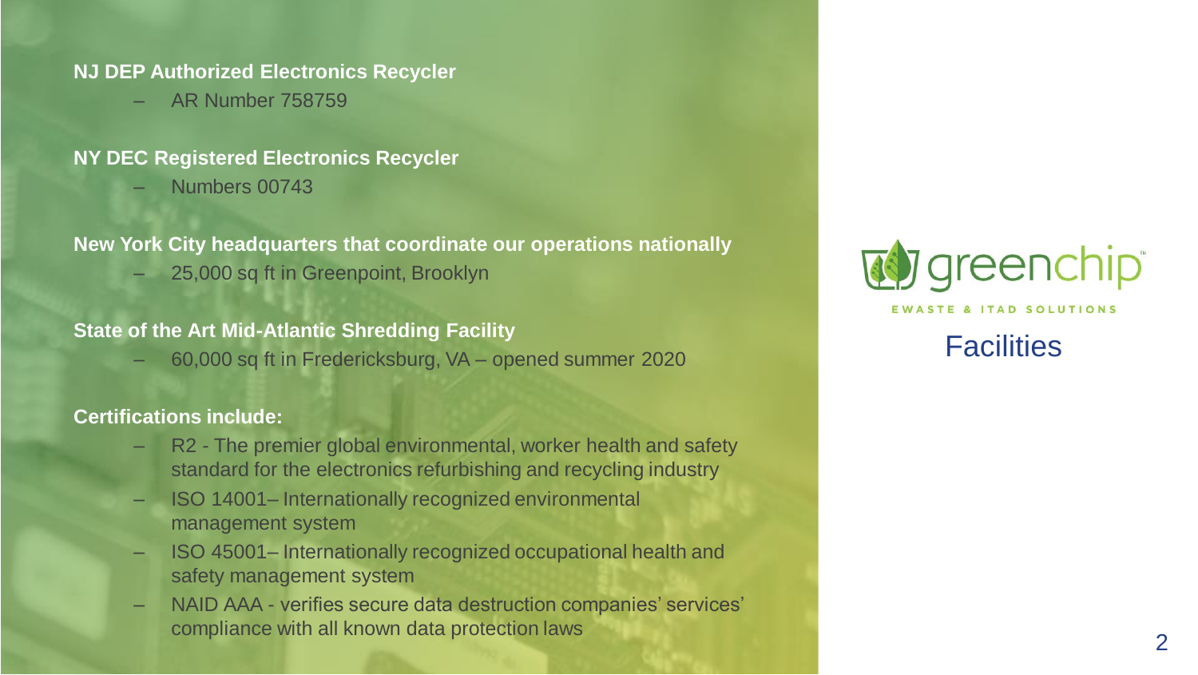# Facilities

greenchip

EWASTE & ITAD SOLUTIONS

**NJ DEP Authorized Electronics Recycler**

- AR Number 758759

**NY DEC Registered Electronics Recycler**

- Numbers 00743

**New York City headquarters that coordinate our operations nationally**

- 25,000 sq ft in Greenpoint, Brooklyn

**State of the Art Mid-Atlantic Shredding Facility**

- 60,000 sq ft in Fredericksburg, VA – opened summer 2020

**Certifications include:**

- R2 - The premier global environmental, worker health and safety standard for the electronics refurbishing and recycling industry
- ISO 14001– Internationally recognized environmental management system
- ISO 45001– Internationally recognized occupational health and safety management system
- NAID AAA - verifies secure data destruction companies' services' compliance with all known data protection laws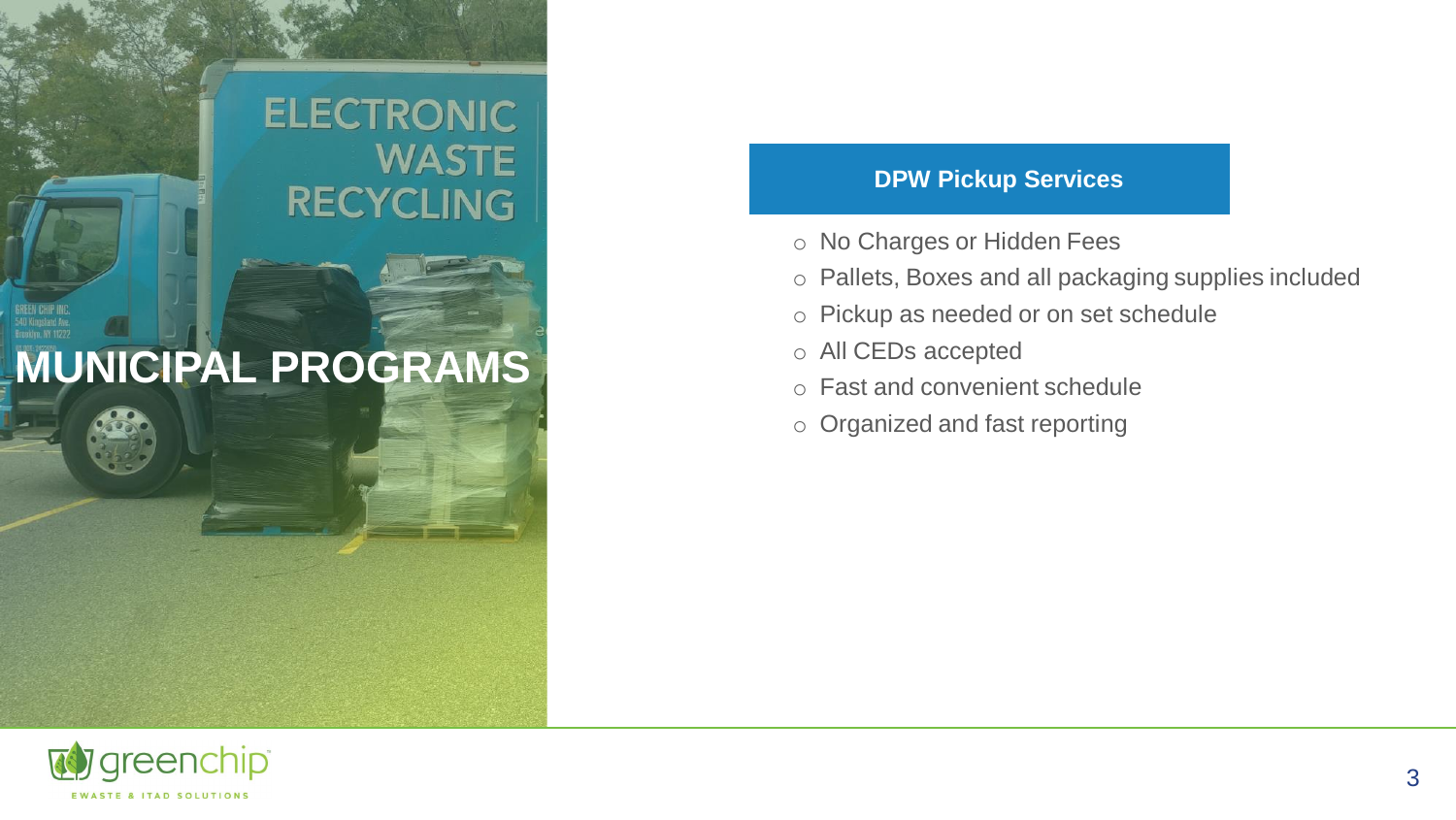# MUNICIPAL PROGRAMS

## DPW Pickup Services

- No Charges or Hidden Fees
- Pallets, Boxes and all packaging supplies included
- Pickup as needed or on set schedule
- All CEDs accepted
- Fast and convenient schedule
- Organized and fast reporting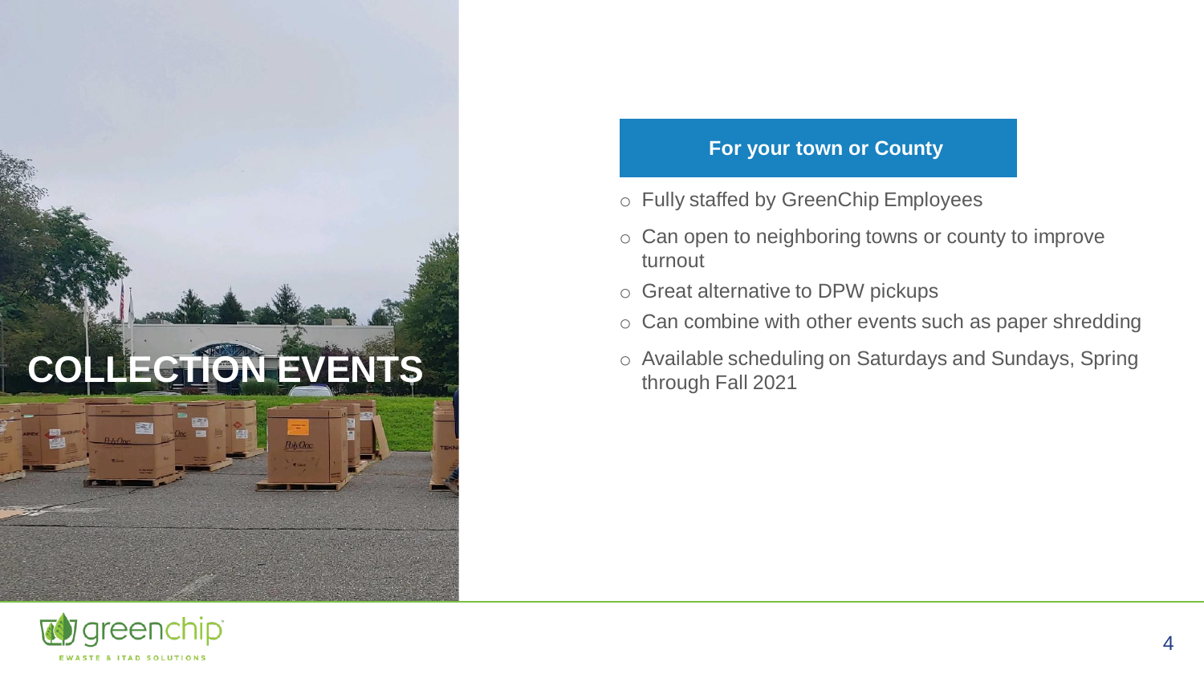# COLLECTION EVENTS

**For your town or County**

- Fully staffed by GreenChip Employees
- Can open to neighboring towns or county to improve turnout
- Great alternative to DPW pickups
- Can combine with other events such as paper shredding
- Available scheduling on Saturdays and Sundays, Spring through Fall 2021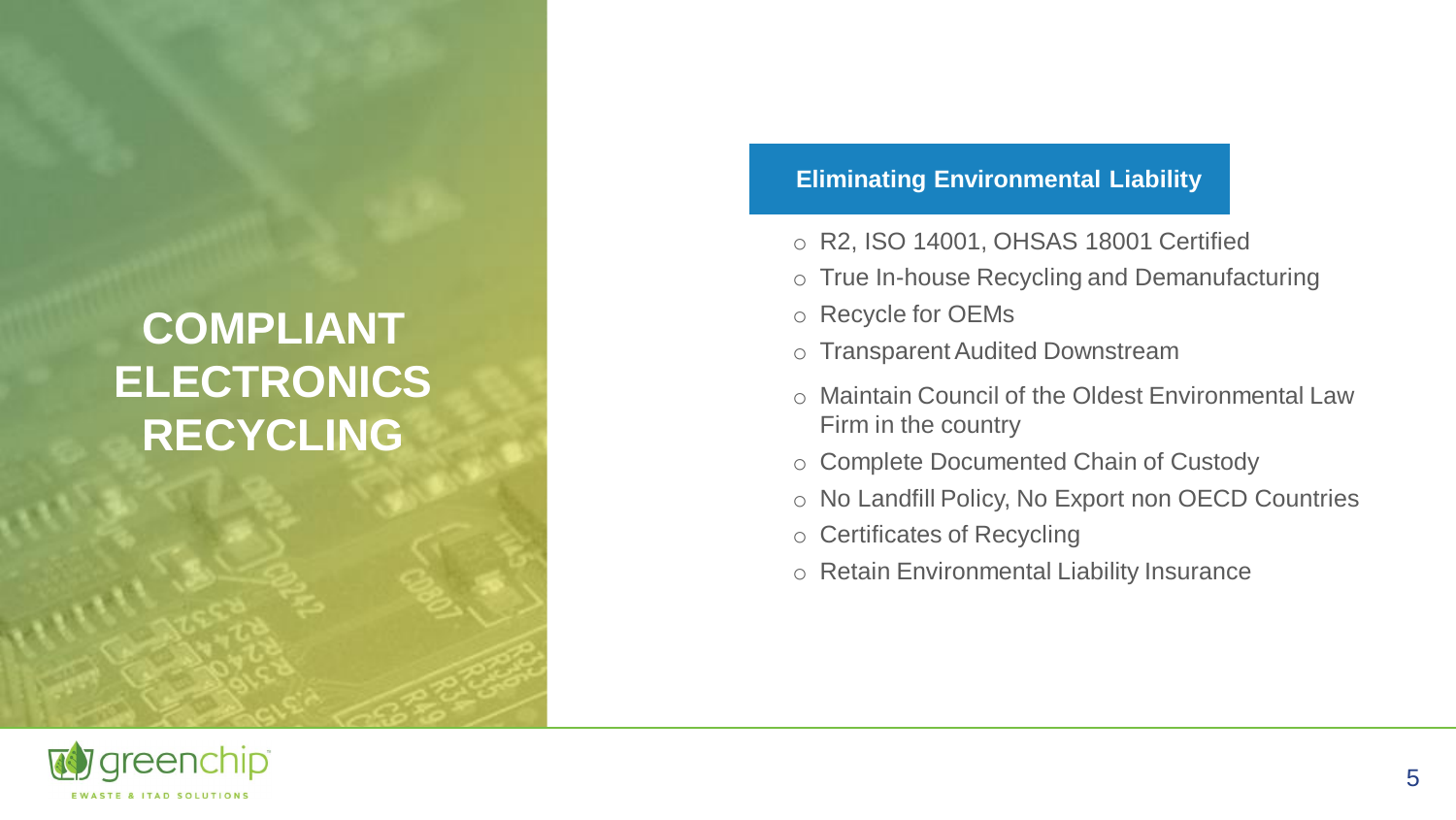# COMPLIANT ELECTRONICS RECYCLING

## Eliminating Environmental Liability

- R2, ISO 14001, OHSAS 18001 Certified
- True In-house Recycling and Demanufacturing
- Recycle for OEMs
- Transparent Audited Downstream
- Maintain Council of the Oldest Environmental Law Firm in the country
- Complete Documented Chain of Custody
- No Landfill Policy, No Export non OECD Countries
- Certificates of Recycling
- Retain Environmental Liability Insurance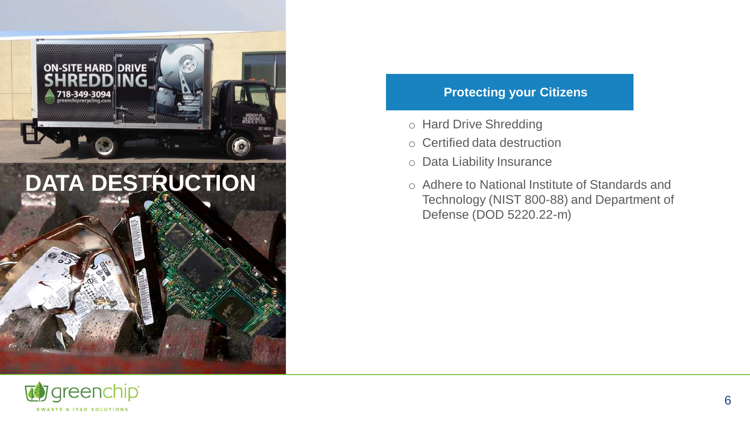# DATA DESTRUCTION

## Protecting your Citizens

- Hard Drive Shredding
- Certified data destruction
- Data Liability Insurance
- Adhere to National Institute of Standards and Technology (NIST 800-88) and Department of Defense (DOD 5220.22-m)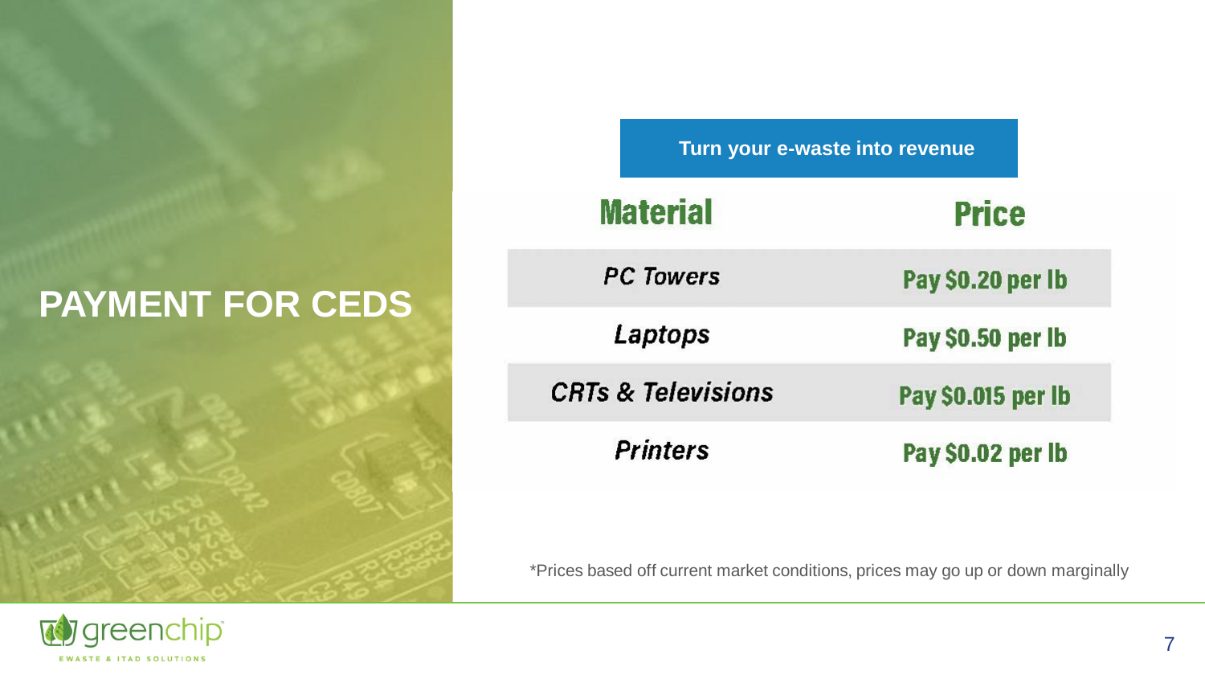# PAYMENT FOR CEDS

**Turn your e-waste into revenue**

| Material | Price |
| --- | --- |
| *PC Towers* | Pay $0.20 per lb |
| *Laptops* | Pay $0.50 per lb |
| *CRTs & Televisions* | Pay $0.015 per lb |
| *Printers* | Pay $0.02 per lb |

*Prices based off current market conditions, prices may go up or down marginally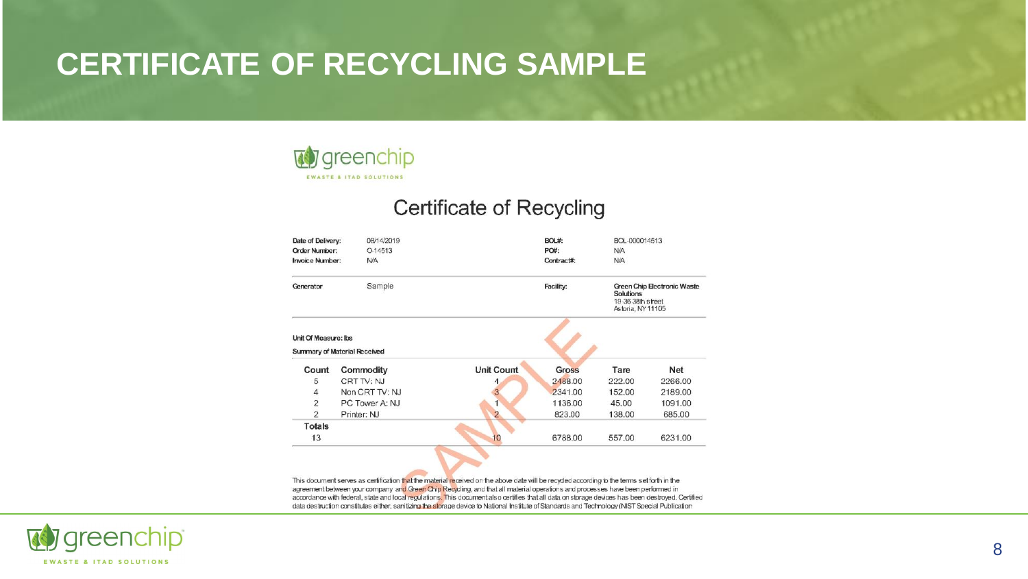# CERTIFICATE OF RECYCLING SAMPLE

greenchip
EWASTE & ITAD SOLUTIONS

## Certificate of Recycling

| | | | |
|---|---|---|---|
| **Date of Delivery:** | 08/14/2019 | **BOL#:** | BOL-000014513 |
| **Order Number:** | O-14513 | **PO#:** | N/A |
| **Invoice Number:** | N/A | **Contract#:** | N/A |

| | | | |
|---|---|---|---|
| **Generator** | Sample | **Facility:** | **Green Chip Electronic Waste Solutions**<br>19-36 38th street<br>Astoria, NY 11105 |

**Unit Of Measure: lbs**

**Summary of Material Received**

| Count | Commodity | Unit Count | Gross | Tare | Net |
|---|---|---|---|---|---|
| 5 | CRT TV: NJ | 4 | 2488.00 | 222.00 | 2266.00 |
| 4 | Non CRT TV: NJ | 3 | 2341.00 | 152.00 | 2189.00 |
| 2 | PC Tower A: NJ | 1 | 1136.00 | 45.00 | 1091.00 |
| 2 | Printer: NJ | 2 | 823.00 | 138.00 | 685.00 |
| **Totals** | | | | | |
| 13 | | 10 | 6788.00 | 557.00 | 6231.00 |

SAMPLE

This document serves as certification that the material received on the above date will be recycled according to the terms set forth in the agreement between your company and Green Chip Recycling, and that all material operations and processes have been performed in accordance with federal, state and local regulations. This document also certifies that all data on storage devices has been destroyed. Certified data destruction constitutes either, sanitizing the storage device to National Institute of Standards and Technology (NIST Special Publication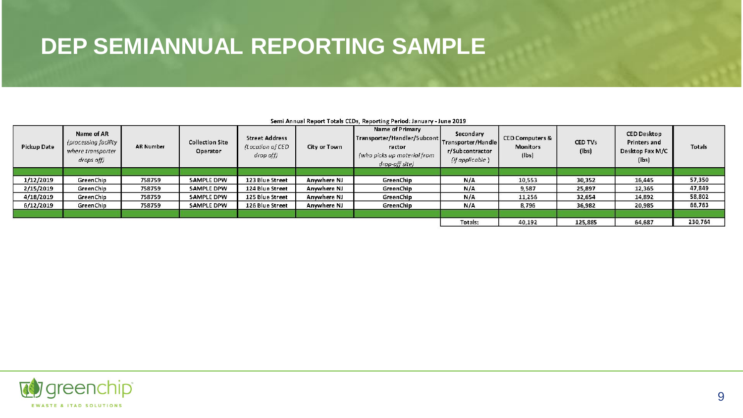# DEP SEMIANNUAL REPORTING SAMPLE

**Semi Annual Report Totals CEDs, Reporting Period: January - June 2019**

| Pickup Date | Name of AR *(processing facility where transporter drops off)* | AR Number | Collection Site Operator | Street Address *(Location of CED drop off)* | City or Town | Name of Primary Transporter/Handler/Subcontractor *(who picks up material from drop-off site)* | Secondary Transporter/Handler/Subcontractor *(if applicable)* | CED Computers & Monitors (lbs) | CED TVs (lbs) | CED Desktop Printers and Desktop Fax M/C (lbs) | Totals |
|---|---|---|---|---|---|---|---|---|---|---|---|
| | | | | | | | | | | | |
| 1/12/2019 | GreenChip | 758759 | SAMPLE DPW | 123 Blue Street | Anywhere NJ | GreenChip | N/A | 10,553 | 30,352 | 16,445 | 57,350 |
| 2/15/2019 | GreenChip | 758759 | SAMPLE DPW | 124 Blue Street | Anywhere NJ | GreenChip | N/A | 9,587 | 25,897 | 12,365 | 47,849 |
| 4/18/2019 | GreenChip | 758759 | SAMPLE DPW | 125 Blue Street | Anywhere NJ | GreenChip | N/A | 11,256 | 32,654 | 14,892 | 58,802 |
| 6/12/2019 | GreenChip | 758759 | SAMPLE DPW | 126 Blue Street | Anywhere NJ | GreenChip | N/A | 8,796 | 36,982 | 20,985 | 66,763 |
| | | | | | | | | | | | |
| | | | | | | | Totals: | 40,192 | 125,885 | 64,687 | 230,764 |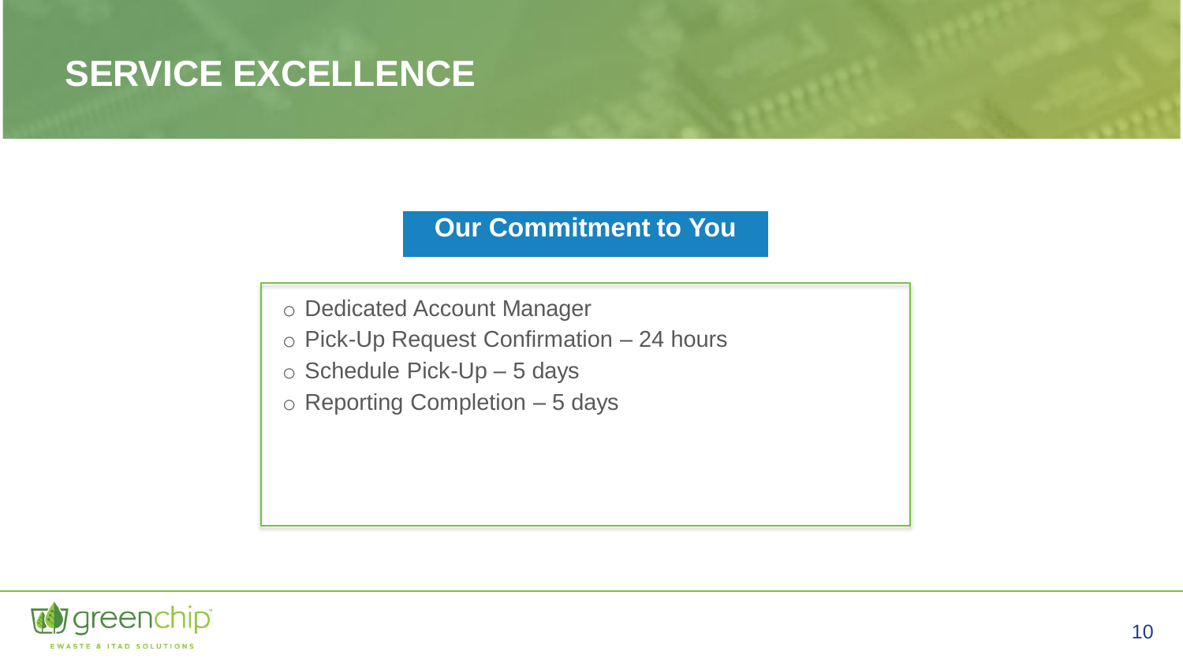# SERVICE EXCELLENCE

## Our Commitment to You

- Dedicated Account Manager
- Pick-Up Request Confirmation – 24 hours
- Schedule Pick-Up – 5 days
- Reporting Completion – 5 days